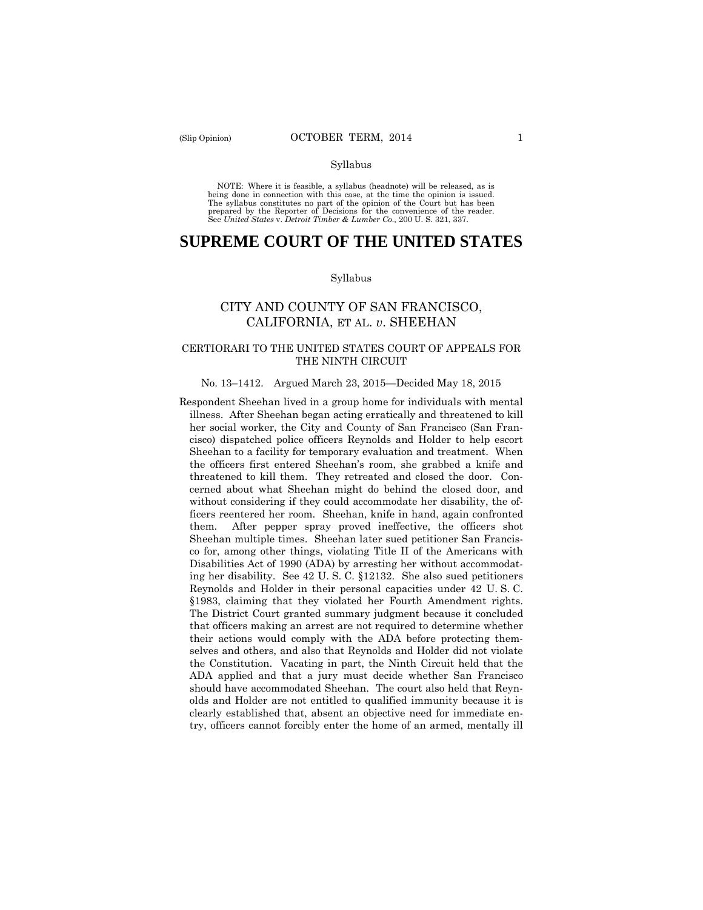Syllabus

NOTE: Where it is feasible, a syllabus (headnote) will be released, as is being done in connection with this case, at the time the opinion is issued. The syllabus constitutes no part of the opinion of the Court but has been prepared by the Reporter of Decisions for the convenience of the reader. See *United States* v. *Detroit Timber & Lumber Co.,* 200 U. S. 321, 337.

# SUPREME COURT OF THE UNITED STATES

Syllabus

## CITY AND COUNTY OF SAN FRANCISCO, CALIFORNIA, ET AL. *v*. SHEEHAN

### CERTIORARI TO THE UNITED STATES COURT OF APPEALS FOR THE NINTH CIRCUIT

No. 13–1412. Argued March 23, 2015—Decided May 18, 2015

Respondent Sheehan lived in a group home for individuals with mental illness. After Sheehan began acting erratically and threatened to kill her social worker, the City and County of San Francisco (San Francisco) dispatched police officers Reynolds and Holder to help escort Sheehan to a facility for temporary evaluation and treatment. When the officers first entered Sheehan's room, she grabbed a knife and threatened to kill them. They retreated and closed the door. Concerned about what Sheehan might do behind the closed door, and without considering if they could accommodate her disability, the officers reentered her room. Sheehan, knife in hand, again confronted them. After pepper spray proved ineffective, the officers shot Sheehan multiple times. Sheehan later sued petitioner San Francisco for, among other things, violating Title II of the Americans with Disabilities Act of 1990 (ADA) by arresting her without accommodating her disability. See 42 U. S. C. §12132. She also sued petitioners Reynolds and Holder in their personal capacities under 42 U. S. C. §1983, claiming that they violated her Fourth Amendment rights. The District Court granted summary judgment because it concluded that officers making an arrest are not required to determine whether their actions would comply with the ADA before protecting themselves and others, and also that Reynolds and Holder did not violate the Constitution. Vacating in part, the Ninth Circuit held that the ADA applied and that a jury must decide whether San Francisco should have accommodated Sheehan. The court also held that Reynolds and Holder are not entitled to qualified immunity because it is clearly established that, absent an objective need for immediate entry, officers cannot forcibly enter the home of an armed, mentally ill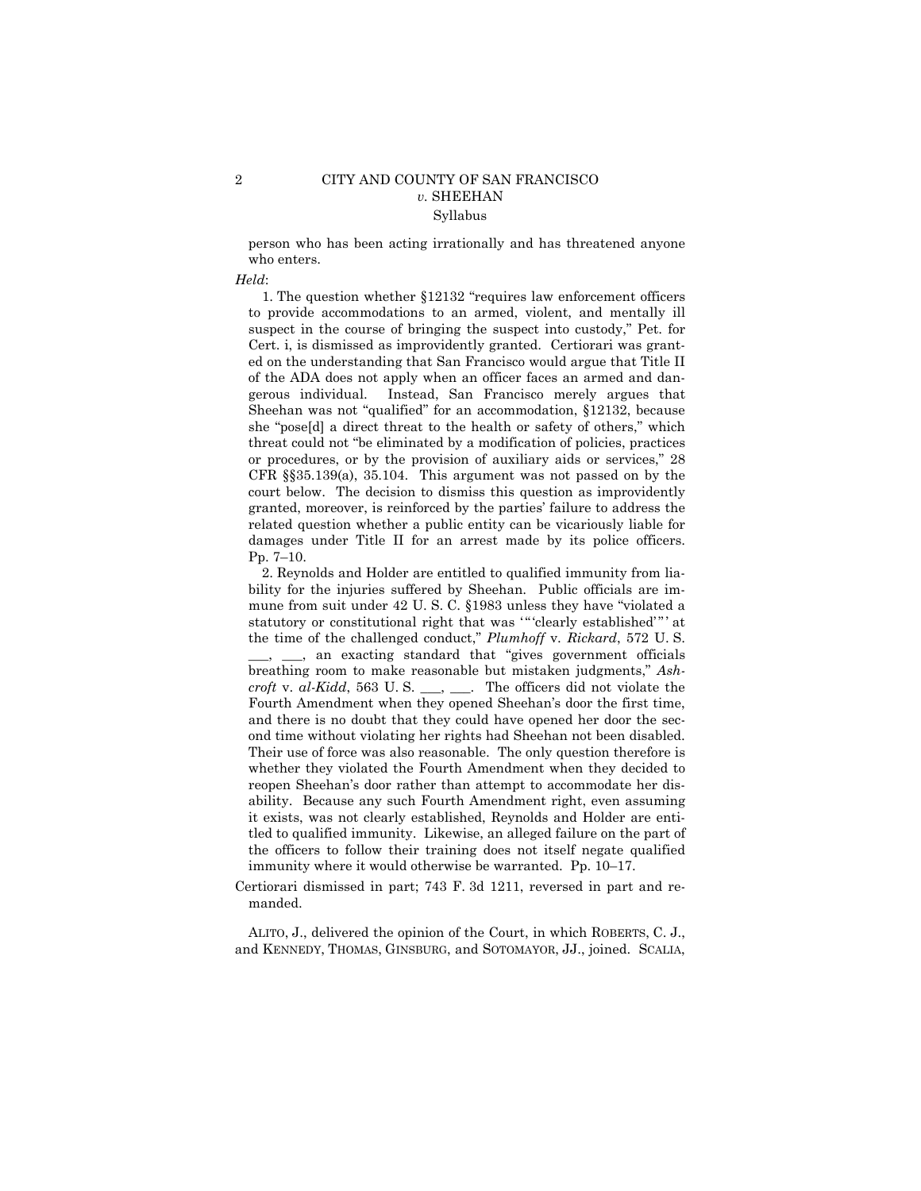person who has been acting irrationally and has threatened anyone who enters.

*Held*:

1. The question whether §12132 "requires law enforcement officers to provide accommodations to an armed, violent, and mentally ill suspect in the course of bringing the suspect into custody," Pet. for Cert. i, is dismissed as improvidently granted. Certiorari was granted on the understanding that San Francisco would argue that Title II of the ADA does not apply when an officer faces an armed and dangerous individual. Instead, San Francisco merely argues that Sheehan was not "qualified" for an accommodation, §12132, because she "pose[d] a direct threat to the health or safety of others," which threat could not "be eliminated by a modification of policies, practices or procedures, or by the provision of auxiliary aids or services," 28 CFR §§35.139(a), 35.104. This argument was not passed on by the court below. The decision to dismiss this question as improvidently granted, moreover, is reinforced by the parties' failure to address the related question whether a public entity can be vicariously liable for damages under Title II for an arrest made by its police officers. Pp. 7–10.

2. Reynolds and Holder are entitled to qualified immunity from liability for the injuries suffered by Sheehan. Public officials are immune from suit under 42 U. S. C. §1983 unless they have "violated a statutory or constitutional right that was '"'clearly established'"' at the time of the challenged conduct," *Plumhoff* v. *Rickard*, 572 U. S. \_\_\_, \_\_\_, an exacting standard that "gives government officials breathing room to make reasonable but mistaken judgments," *Ashcroft* v. *al-Kidd*, 563 U. S. \_\_\_, \_\_\_. The officers did not violate the Fourth Amendment when they opened Sheehan's door the first time, and there is no doubt that they could have opened her door the second time without violating her rights had Sheehan not been disabled. Their use of force was also reasonable. The only question therefore is whether they violated the Fourth Amendment when they decided to reopen Sheehan's door rather than attempt to accommodate her disability. Because any such Fourth Amendment right, even assuming it exists, was not clearly established, Reynolds and Holder are entitled to qualified immunity. Likewise, an alleged failure on the part of the officers to follow their training does not itself negate qualified immunity where it would otherwise be warranted. Pp. 10–17.

Certiorari dismissed in part; 743 F. 3d 1211, reversed in part and remanded.

ALITO, J., delivered the opinion of the Court, in which ROBERTS, C. J., and KENNEDY, THOMAS, GINSBURG, and SOTOMAYOR, JJ., joined. SCALIA,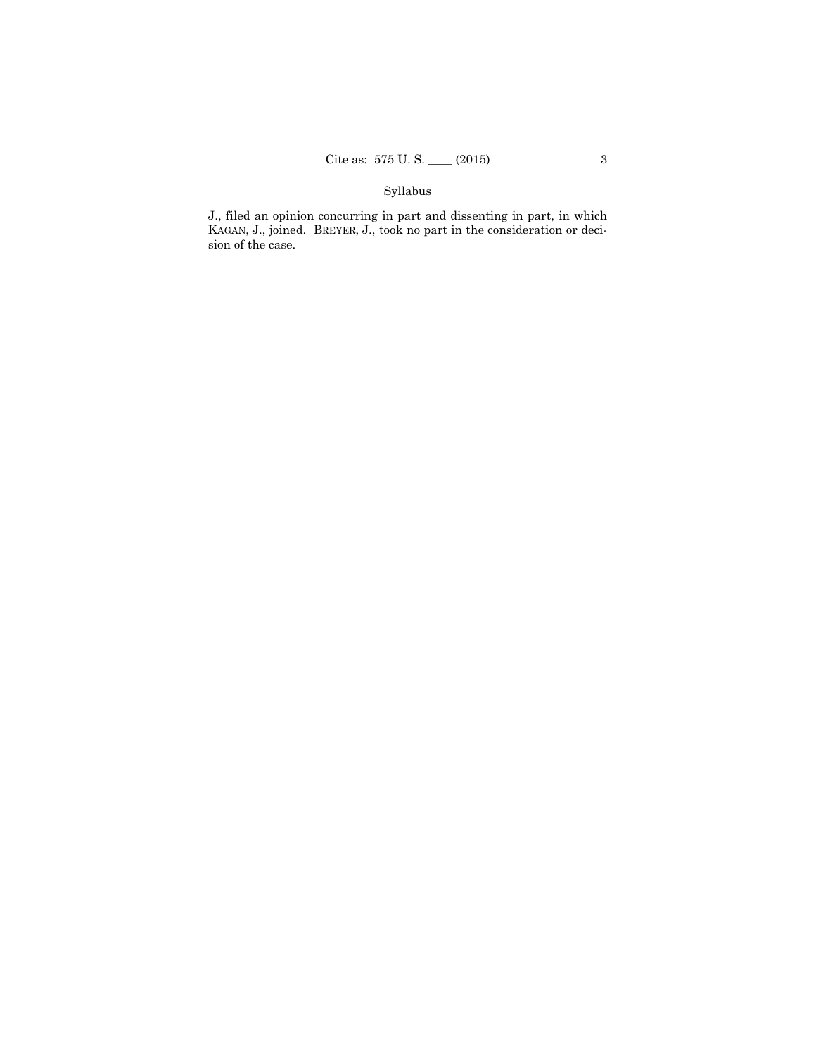J., filed an opinion concurring in part and dissenting in part, in which KAGAN, J., joined. BREYER, J., took no part in the consideration or decision of the case.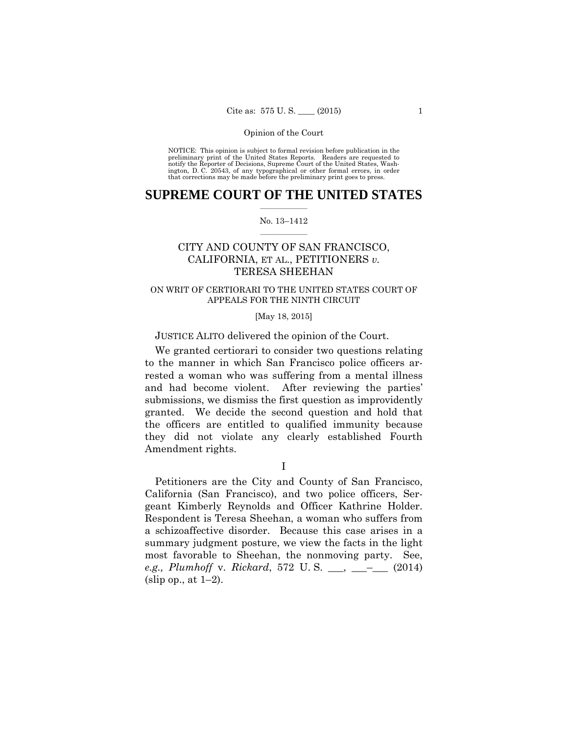Opinion of the Court

NOTICE: This opinion is subject to formal revision before publication in the preliminary print of the United States Reports. Readers are requested to notify the Reporter of Decisions, Supreme Court of the United States, Washington, D. C. 20543, of any typographical or other formal errors, in order that corrections may be made before the preliminary print goes to press.

# SUPREME COURT OF THE UNITED STATES

No. 13–1412

CITY AND COUNTY OF SAN FRANCISCO, CALIFORNIA, ET AL., PETITIONERS *v.* TERESA SHEEHAN

ON WRIT OF CERTIORARI TO THE UNITED STATES COURT OF APPEALS FOR THE NINTH CIRCUIT

[May 18, 2015]

JUSTICE ALITO delivered the opinion of the Court.

We granted certiorari to consider two questions relating to the manner in which San Francisco police officers arrested a woman who was suffering from a mental illness and had become violent. After reviewing the parties' submissions, we dismiss the first question as improvidently granted. We decide the second question and hold that the officers are entitled to qualified immunity because they did not violate any clearly established Fourth Amendment rights.

I

Petitioners are the City and County of San Francisco, California (San Francisco), and two police officers, Sergeant Kimberly Reynolds and Officer Kathrine Holder. Respondent is Teresa Sheehan, a woman who suffers from a schizoaffective disorder. Because this case arises in a summary judgment posture, we view the facts in the light most favorable to Sheehan, the nonmoving party. See, *e.g., Plumhoff* v. *Rickard*, 572 U. S. ___, ___–___ (2014) (slip op., at 1–2).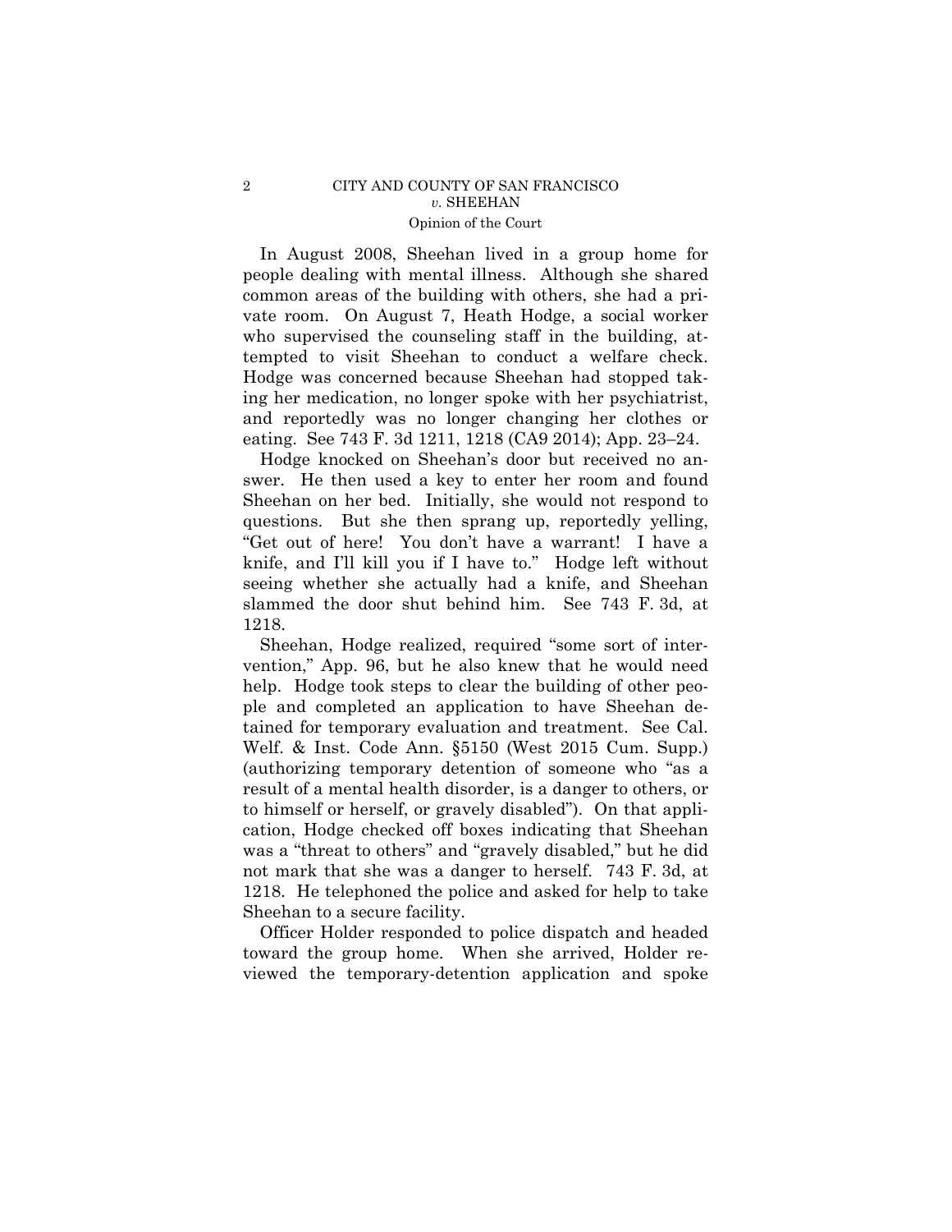In August 2008, Sheehan lived in a group home for people dealing with mental illness. Although she shared common areas of the building with others, she had a private room. On August 7, Heath Hodge, a social worker who supervised the counseling staff in the building, attempted to visit Sheehan to conduct a welfare check. Hodge was concerned because Sheehan had stopped taking her medication, no longer spoke with her psychiatrist, and reportedly was no longer changing her clothes or eating. See 743 F. 3d 1211, 1218 (CA9 2014); App. 23–24.

Hodge knocked on Sheehan's door but received no answer. He then used a key to enter her room and found Sheehan on her bed. Initially, she would not respond to questions. But she then sprang up, reportedly yelling, "Get out of here! You don't have a warrant! I have a knife, and I'll kill you if I have to." Hodge left without seeing whether she actually had a knife, and Sheehan slammed the door shut behind him. See 743 F. 3d, at 1218.

Sheehan, Hodge realized, required "some sort of intervention," App. 96, but he also knew that he would need help. Hodge took steps to clear the building of other people and completed an application to have Sheehan detained for temporary evaluation and treatment. See Cal. Welf. & Inst. Code Ann. §5150 (West 2015 Cum. Supp.) (authorizing temporary detention of someone who "as a result of a mental health disorder, is a danger to others, or to himself or herself, or gravely disabled"). On that application, Hodge checked off boxes indicating that Sheehan was a "threat to others" and "gravely disabled," but he did not mark that she was a danger to herself. 743 F. 3d, at 1218. He telephoned the police and asked for help to take Sheehan to a secure facility.

Officer Holder responded to police dispatch and headed toward the group home. When she arrived, Holder reviewed the temporary-detention application and spoke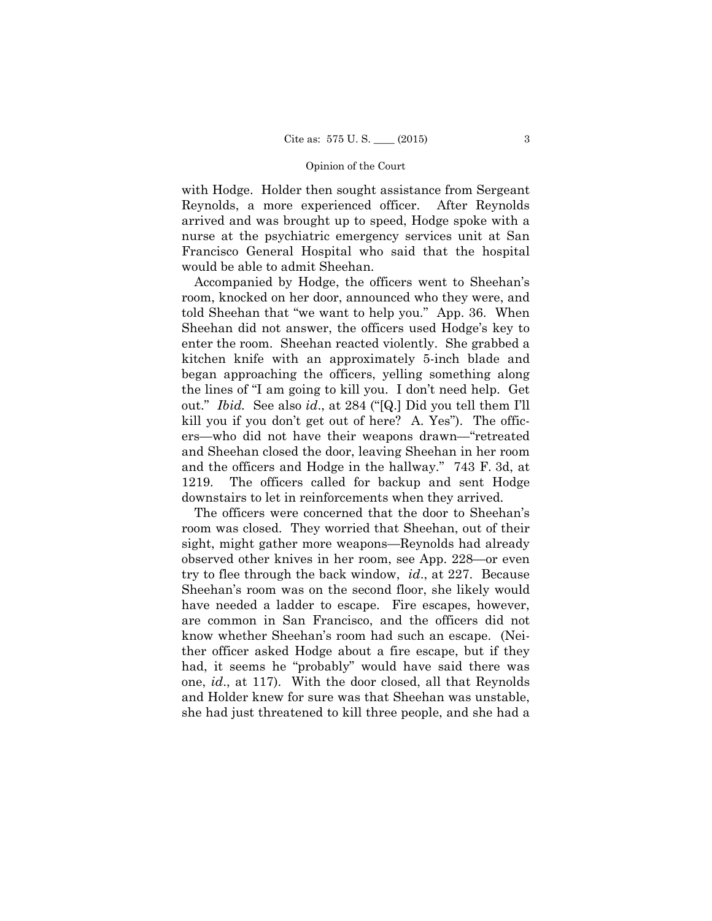with Hodge. Holder then sought assistance from Sergeant Reynolds, a more experienced officer. After Reynolds arrived and was brought up to speed, Hodge spoke with a nurse at the psychiatric emergency services unit at San Francisco General Hospital who said that the hospital would be able to admit Sheehan.

Accompanied by Hodge, the officers went to Sheehan's room, knocked on her door, announced who they were, and told Sheehan that "we want to help you." App. 36. When Sheehan did not answer, the officers used Hodge's key to enter the room. Sheehan reacted violently. She grabbed a kitchen knife with an approximately 5-inch blade and began approaching the officers, yelling something along the lines of "I am going to kill you. I don't need help. Get out." *Ibid.* See also *id*., at 284 ("[Q.] Did you tell them I'll kill you if you don't get out of here? A. Yes"). The officers—who did not have their weapons drawn—"retreated and Sheehan closed the door, leaving Sheehan in her room and the officers and Hodge in the hallway." 743 F. 3d, at 1219. The officers called for backup and sent Hodge downstairs to let in reinforcements when they arrived.

The officers were concerned that the door to Sheehan's room was closed. They worried that Sheehan, out of their sight, might gather more weapons—Reynolds had already observed other knives in her room, see App. 228—or even try to flee through the back window, *id*., at 227. Because Sheehan's room was on the second floor, she likely would have needed a ladder to escape. Fire escapes, however, are common in San Francisco, and the officers did not know whether Sheehan's room had such an escape. (Neither officer asked Hodge about a fire escape, but if they had, it seems he "probably" would have said there was one, *id*., at 117). With the door closed, all that Reynolds and Holder knew for sure was that Sheehan was unstable, she had just threatened to kill three people, and she had a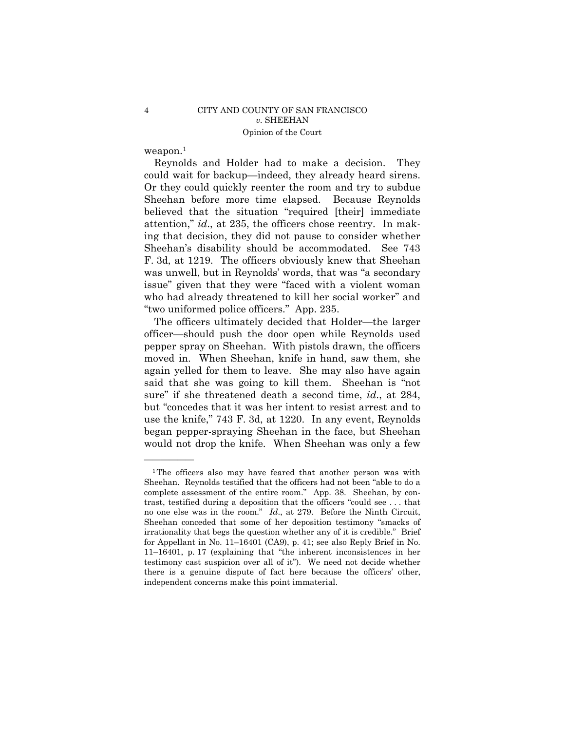weapon.[1]

Reynolds and Holder had to make a decision. They could wait for backup—indeed, they already heard sirens. Or they could quickly reenter the room and try to subdue Sheehan before more time elapsed. Because Reynolds believed that the situation "required [their] immediate attention," *id*., at 235, the officers chose reentry. In making that decision, they did not pause to consider whether Sheehan's disability should be accommodated. See 743 F. 3d, at 1219. The officers obviously knew that Sheehan was unwell, but in Reynolds' words, that was "a secondary issue" given that they were "faced with a violent woman who had already threatened to kill her social worker" and "two uniformed police officers." App. 235.

The officers ultimately decided that Holder—the larger officer—should push the door open while Reynolds used pepper spray on Sheehan. With pistols drawn, the officers moved in. When Sheehan, knife in hand, saw them, she again yelled for them to leave. She may also have again said that she was going to kill them. Sheehan is "not sure" if she threatened death a second time, *id*., at 284, but "concedes that it was her intent to resist arrest and to use the knife," 743 F. 3d, at 1220. In any event, Reynolds began pepper-spraying Sheehan in the face, but Sheehan would not drop the knife. When Sheehan was only a few

---

[1] The officers also may have feared that another person was with Sheehan. Reynolds testified that the officers had not been "able to do a complete assessment of the entire room." App. 38. Sheehan, by contrast, testified during a deposition that the officers "could see . . . that no one else was in the room." *Id*., at 279. Before the Ninth Circuit, Sheehan conceded that some of her deposition testimony "smacks of irrationality that begs the question whether any of it is credible." Brief for Appellant in No. 11–16401 (CA9), p. 41; see also Reply Brief in No. 11–16401, p. 17 (explaining that "the inherent inconsistences in her testimony cast suspicion over all of it"). We need not decide whether there is a genuine dispute of fact here because the officers' other, independent concerns make this point immaterial.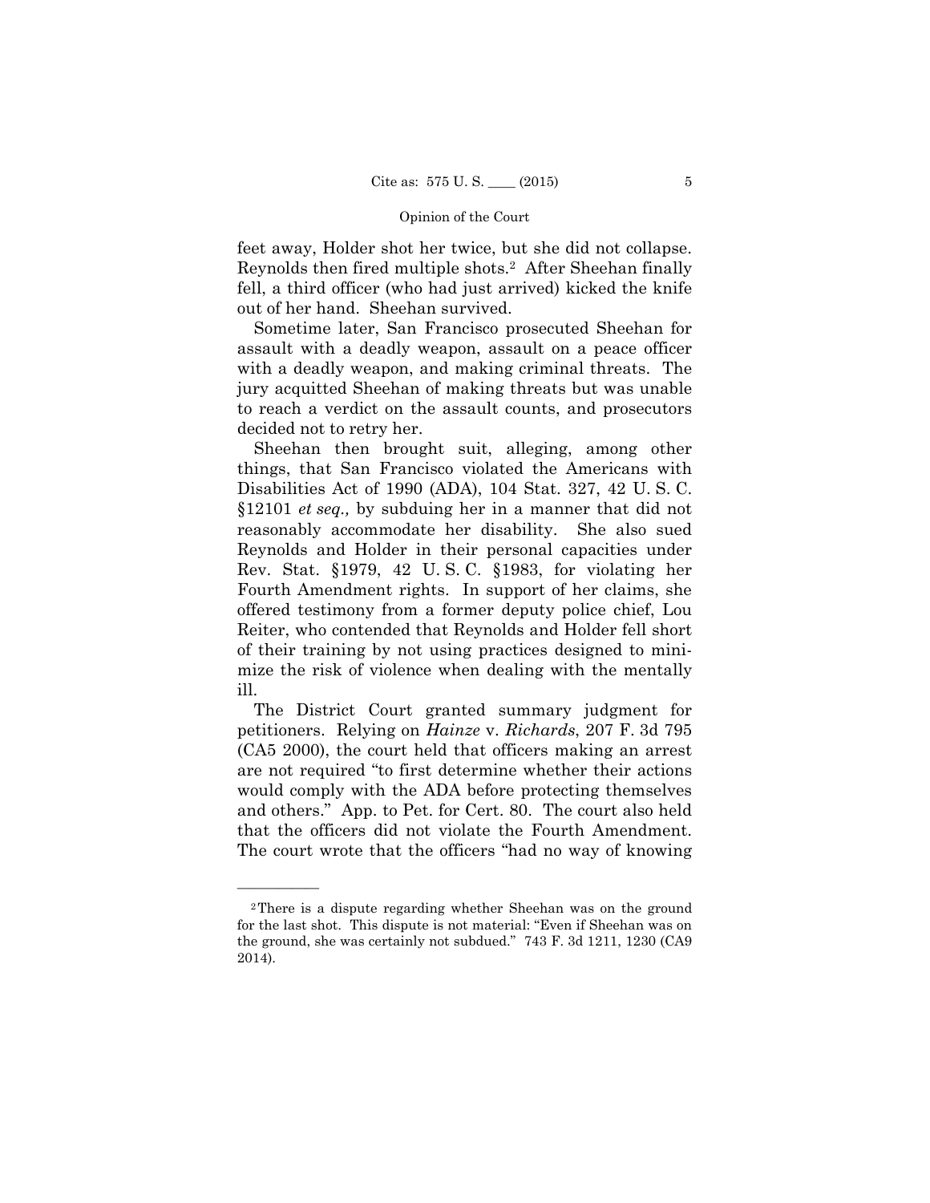feet away, Holder shot her twice, but she did not collapse. Reynolds then fired multiple shots.[2] After Sheehan finally fell, a third officer (who had just arrived) kicked the knife out of her hand. Sheehan survived.

Sometime later, San Francisco prosecuted Sheehan for assault with a deadly weapon, assault on a peace officer with a deadly weapon, and making criminal threats. The jury acquitted Sheehan of making threats but was unable to reach a verdict on the assault counts, and prosecutors decided not to retry her.

Sheehan then brought suit, alleging, among other things, that San Francisco violated the Americans with Disabilities Act of 1990 (ADA), 104 Stat. 327, 42 U. S. C. §12101 *et seq.,* by subduing her in a manner that did not reasonably accommodate her disability. She also sued Reynolds and Holder in their personal capacities under Rev. Stat. §1979, 42 U. S. C. §1983, for violating her Fourth Amendment rights. In support of her claims, she offered testimony from a former deputy police chief, Lou Reiter, who contended that Reynolds and Holder fell short of their training by not using practices designed to minimize the risk of violence when dealing with the mentally ill.

The District Court granted summary judgment for petitioners. Relying on *Hainze* v. *Richards*, 207 F. 3d 795 (CA5 2000), the court held that officers making an arrest are not required "to first determine whether their actions would comply with the ADA before protecting themselves and others." App. to Pet. for Cert. 80. The court also held that the officers did not violate the Fourth Amendment. The court wrote that the officers "had no way of knowing

---

[2] There is a dispute regarding whether Sheehan was on the ground for the last shot. This dispute is not material: "Even if Sheehan was on the ground, she was certainly not subdued." 743 F. 3d 1211, 1230 (CA9 2014).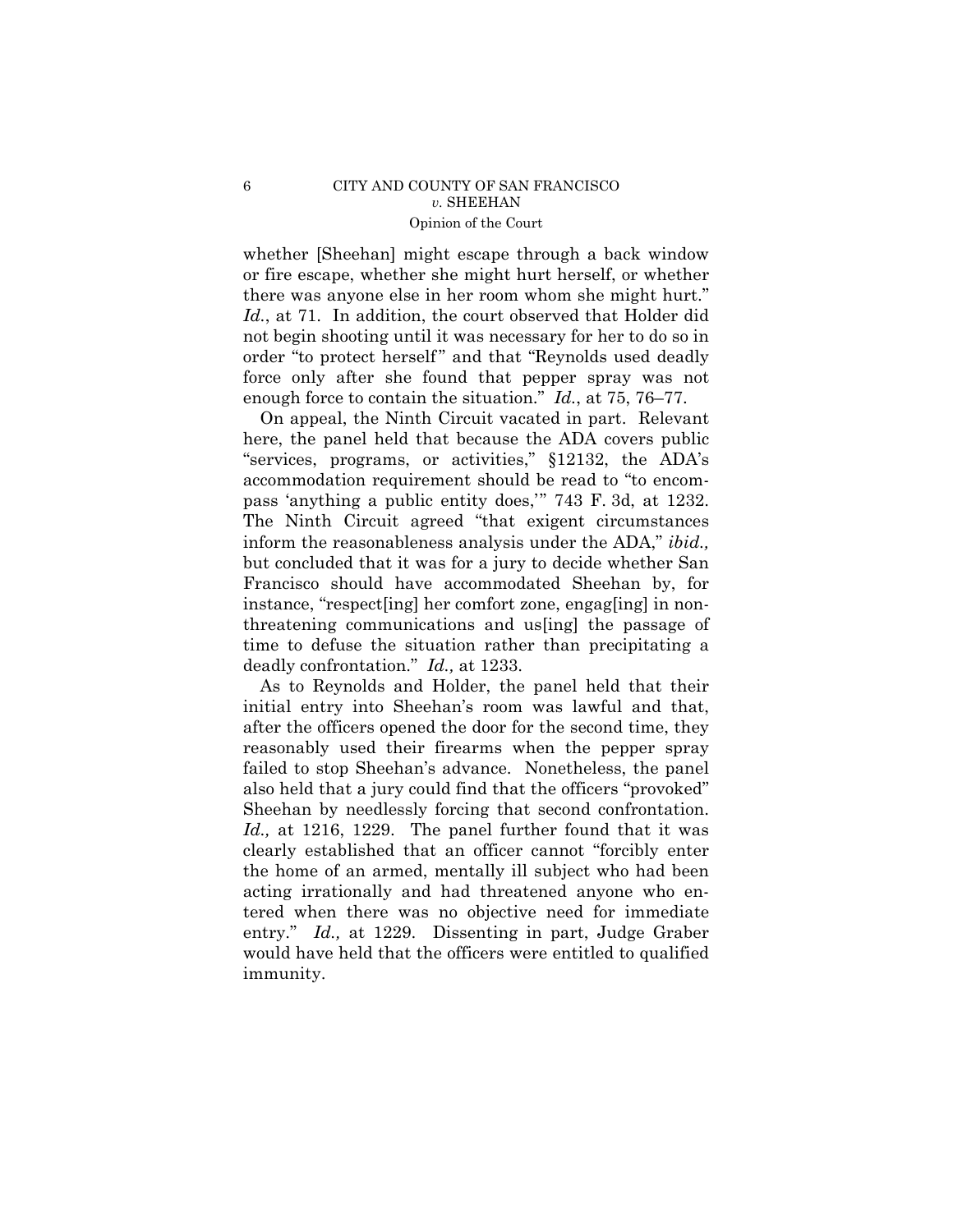whether [Sheehan] might escape through a back window or fire escape, whether she might hurt herself, or whether there was anyone else in her room whom she might hurt." *Id.*, at 71. In addition, the court observed that Holder did not begin shooting until it was necessary for her to do so in order "to protect herself" and that "Reynolds used deadly force only after she found that pepper spray was not enough force to contain the situation." *Id.*, at 75, 76–77.

On appeal, the Ninth Circuit vacated in part. Relevant here, the panel held that because the ADA covers public "services, programs, or activities," §12132, the ADA's accommodation requirement should be read to "to encompass 'anything a public entity does,'" 743 F. 3d, at 1232. The Ninth Circuit agreed "that exigent circumstances inform the reasonableness analysis under the ADA," *ibid.,* but concluded that it was for a jury to decide whether San Francisco should have accommodated Sheehan by, for instance, "respect[ing] her comfort zone, engag[ing] in non-threatening communications and us[ing] the passage of time to defuse the situation rather than precipitating a deadly confrontation." *Id.,* at 1233.

As to Reynolds and Holder, the panel held that their initial entry into Sheehan's room was lawful and that, after the officers opened the door for the second time, they reasonably used their firearms when the pepper spray failed to stop Sheehan's advance. Nonetheless, the panel also held that a jury could find that the officers "provoked" Sheehan by needlessly forcing that second confrontation. *Id.,* at 1216, 1229. The panel further found that it was clearly established that an officer cannot "forcibly enter the home of an armed, mentally ill subject who had been acting irrationally and had threatened anyone who entered when there was no objective need for immediate entry." *Id.,* at 1229. Dissenting in part, Judge Graber would have held that the officers were entitled to qualified immunity.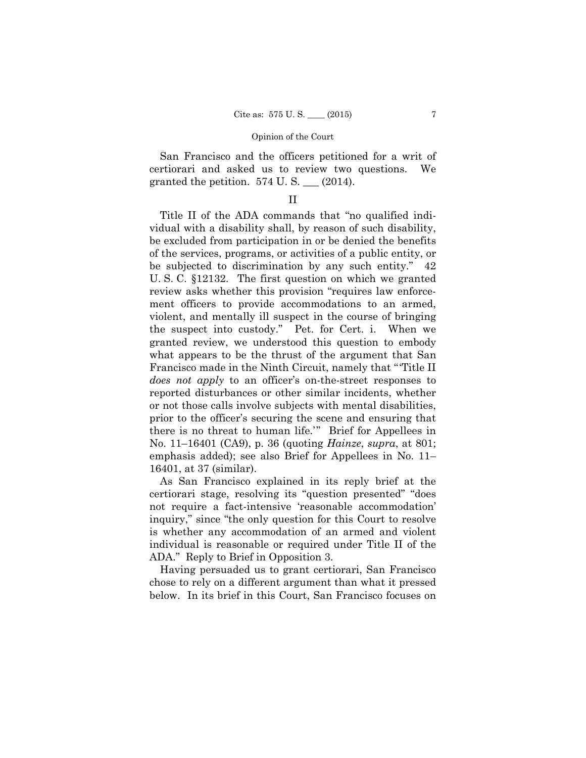San Francisco and the officers petitioned for a writ of certiorari and asked us to review two questions. We granted the petition. 574 U. S. ___ (2014).

## II

Title II of the ADA commands that "no qualified individual with a disability shall, by reason of such disability, be excluded from participation in or be denied the benefits of the services, programs, or activities of a public entity, or be subjected to discrimination by any such entity." 42 U. S. C. §12132. The first question on which we granted review asks whether this provision "requires law enforcement officers to provide accommodations to an armed, violent, and mentally ill suspect in the course of bringing the suspect into custody." Pet. for Cert. i. When we granted review, we understood this question to embody what appears to be the thrust of the argument that San Francisco made in the Ninth Circuit, namely that "'Title II *does not apply* to an officer's on-the-street responses to reported disturbances or other similar incidents, whether or not those calls involve subjects with mental disabilities, prior to the officer's securing the scene and ensuring that there is no threat to human life.'" Brief for Appellees in No. 11–16401 (CA9), p. 36 (quoting *Hainze*, *supra*, at 801; emphasis added); see also Brief for Appellees in No. 11–16401, at 37 (similar).

As San Francisco explained in its reply brief at the certiorari stage, resolving its "question presented" "does not require a fact-intensive 'reasonable accommodation' inquiry," since "the only question for this Court to resolve is whether any accommodation of an armed and violent individual is reasonable or required under Title II of the ADA." Reply to Brief in Opposition 3.

Having persuaded us to grant certiorari, San Francisco chose to rely on a different argument than what it pressed below. In its brief in this Court, San Francisco focuses on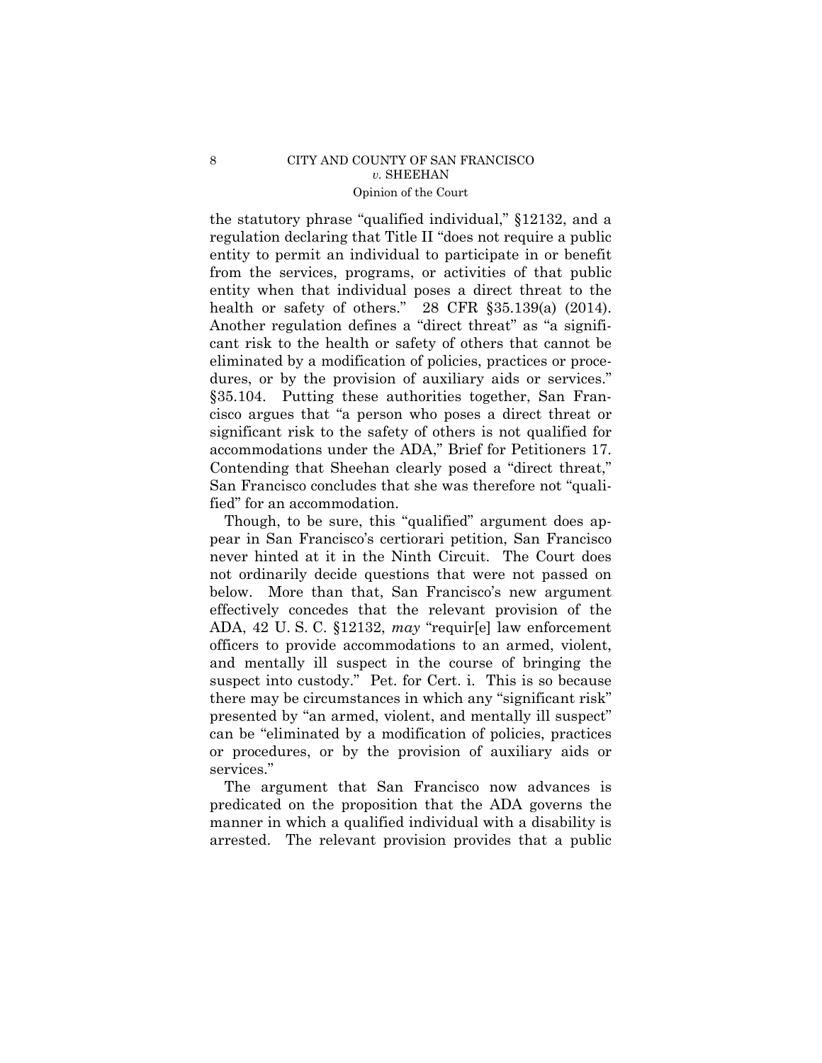the statutory phrase "qualified individual," §12132, and a regulation declaring that Title II "does not require a public entity to permit an individual to participate in or benefit from the services, programs, or activities of that public entity when that individual poses a direct threat to the health or safety of others." 28 CFR §35.139(a) (2014). Another regulation defines a "direct threat" as "a significant risk to the health or safety of others that cannot be eliminated by a modification of policies, practices or procedures, or by the provision of auxiliary aids or services." §35.104. Putting these authorities together, San Francisco argues that "a person who poses a direct threat or significant risk to the safety of others is not qualified for accommodations under the ADA," Brief for Petitioners 17. Contending that Sheehan clearly posed a "direct threat," San Francisco concludes that she was therefore not "qualified" for an accommodation.

Though, to be sure, this "qualified" argument does appear in San Francisco's certiorari petition, San Francisco never hinted at it in the Ninth Circuit. The Court does not ordinarily decide questions that were not passed on below. More than that, San Francisco's new argument effectively concedes that the relevant provision of the ADA, 42 U. S. C. §12132, *may* "requir[e] law enforcement officers to provide accommodations to an armed, violent, and mentally ill suspect in the course of bringing the suspect into custody." Pet. for Cert. i. This is so because there may be circumstances in which any "significant risk" presented by "an armed, violent, and mentally ill suspect" can be "eliminated by a modification of policies, practices or procedures, or by the provision of auxiliary aids or services."

The argument that San Francisco now advances is predicated on the proposition that the ADA governs the manner in which a qualified individual with a disability is arrested. The relevant provision provides that a public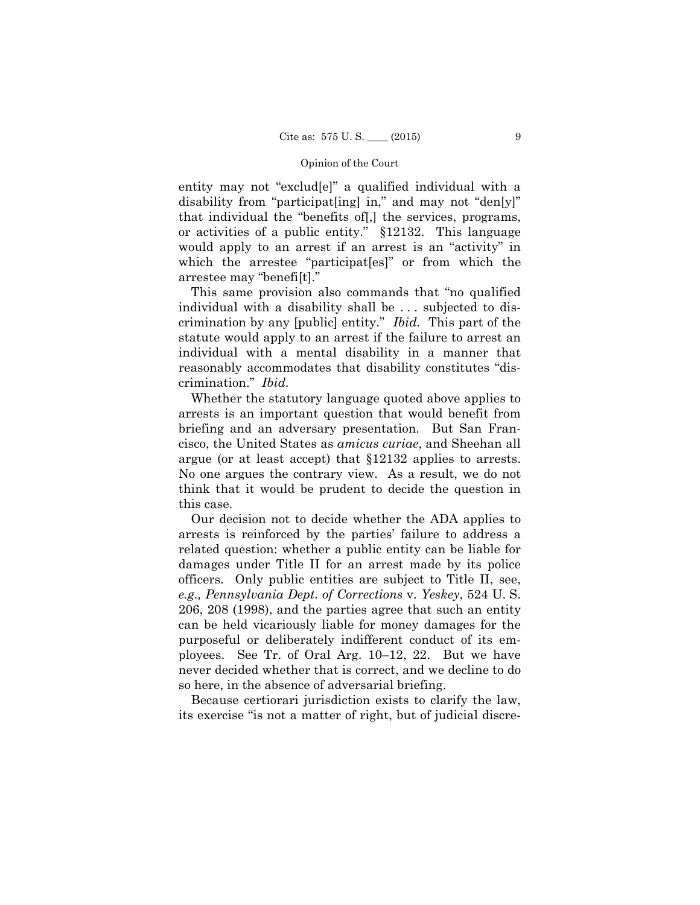entity may not "exclud[e]" a qualified individual with a disability from "participat[ing] in," and may not "den[y]" that individual the "benefits of[,] the services, programs, or activities of a public entity." §12132. This language would apply to an arrest if an arrest is an "activity" in which the arrestee "participat[es]" or from which the arrestee may "benefi[t]."

This same provision also commands that "no qualified individual with a disability shall be . . . subjected to discrimination by any [public] entity." *Ibid.* This part of the statute would apply to an arrest if the failure to arrest an individual with a mental disability in a manner that reasonably accommodates that disability constitutes "discrimination." *Ibid.*

Whether the statutory language quoted above applies to arrests is an important question that would benefit from briefing and an adversary presentation. But San Francisco, the United States as *amicus curiae*, and Sheehan all argue (or at least accept) that §12132 applies to arrests. No one argues the contrary view. As a result, we do not think that it would be prudent to decide the question in this case.

Our decision not to decide whether the ADA applies to arrests is reinforced by the parties' failure to address a related question: whether a public entity can be liable for damages under Title II for an arrest made by its police officers. Only public entities are subject to Title II, see, *e.g., Pennsylvania Dept. of Corrections* v. *Yeskey*, 524 U. S. 206, 208 (1998), and the parties agree that such an entity can be held vicariously liable for money damages for the purposeful or deliberately indifferent conduct of its employees. See Tr. of Oral Arg. 10–12, 22. But we have never decided whether that is correct, and we decline to do so here, in the absence of adversarial briefing.

Because certiorari jurisdiction exists to clarify the law, its exercise "is not a matter of right, but of judicial discre-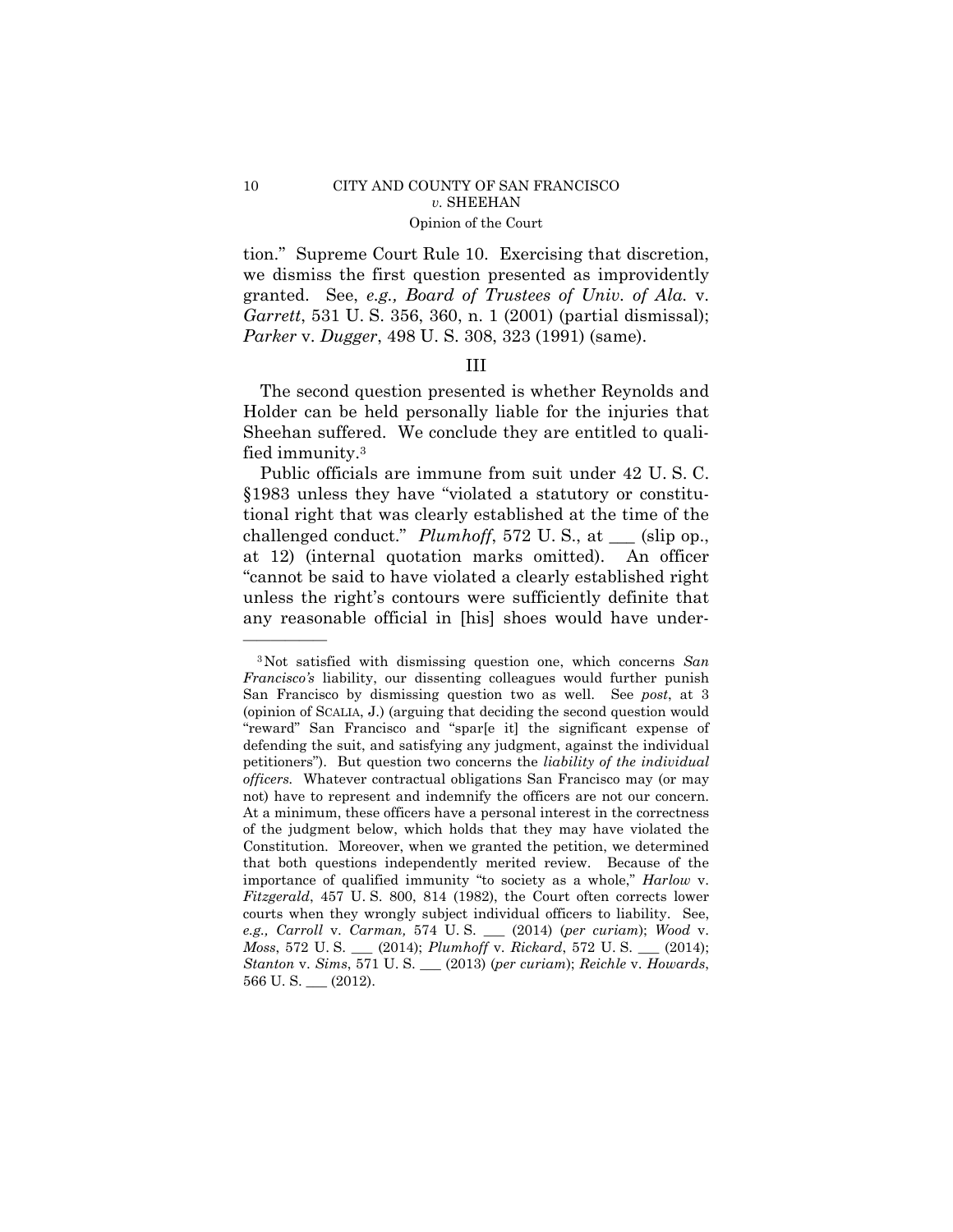tion." Supreme Court Rule 10. Exercising that discretion, we dismiss the first question presented as improvidently granted. See, *e.g., Board of Trustees of Univ. of Ala.* v. *Garrett*, 531 U. S. 356, 360, n. 1 (2001) (partial dismissal); *Parker* v. *Dugger*, 498 U. S. 308, 323 (1991) (same).

## III

The second question presented is whether Reynolds and Holder can be held personally liable for the injuries that Sheehan suffered. We conclude they are entitled to qualified immunity.[3]

Public officials are immune from suit under 42 U. S. C. §1983 unless they have "violated a statutory or constitutional right that was clearly established at the time of the challenged conduct." *Plumhoff*, 572 U. S., at ___ (slip op., at 12) (internal quotation marks omitted). An officer "cannot be said to have violated a clearly established right unless the right's contours were sufficiently definite that any reasonable official in [his] shoes would have under-

---

[3] Not satisfied with dismissing question one, which concerns *San Francisco's* liability, our dissenting colleagues would further punish San Francisco by dismissing question two as well. See *post*, at 3 (opinion of SCALIA, J.) (arguing that deciding the second question would "reward" San Francisco and "spar[e it] the significant expense of defending the suit, and satisfying any judgment, against the individual petitioners"). But question two concerns the *liability of the individual officers.* Whatever contractual obligations San Francisco may (or may not) have to represent and indemnify the officers are not our concern. At a minimum, these officers have a personal interest in the correctness of the judgment below, which holds that they may have violated the Constitution. Moreover, when we granted the petition, we determined that both questions independently merited review. Because of the importance of qualified immunity "to society as a whole," *Harlow* v. *Fitzgerald*, 457 U. S. 800, 814 (1982), the Court often corrects lower courts when they wrongly subject individual officers to liability. See, *e.g., Carroll* v. *Carman,* 574 U. S. ___ (2014) (*per curiam*); *Wood* v. *Moss*, 572 U. S. ___ (2014); *Plumhoff* v. *Rickard*, 572 U. S. ___ (2014); *Stanton* v. *Sims*, 571 U. S. ___ (2013) (*per curiam*); *Reichle* v. *Howards*, 566 U. S. ___ (2012).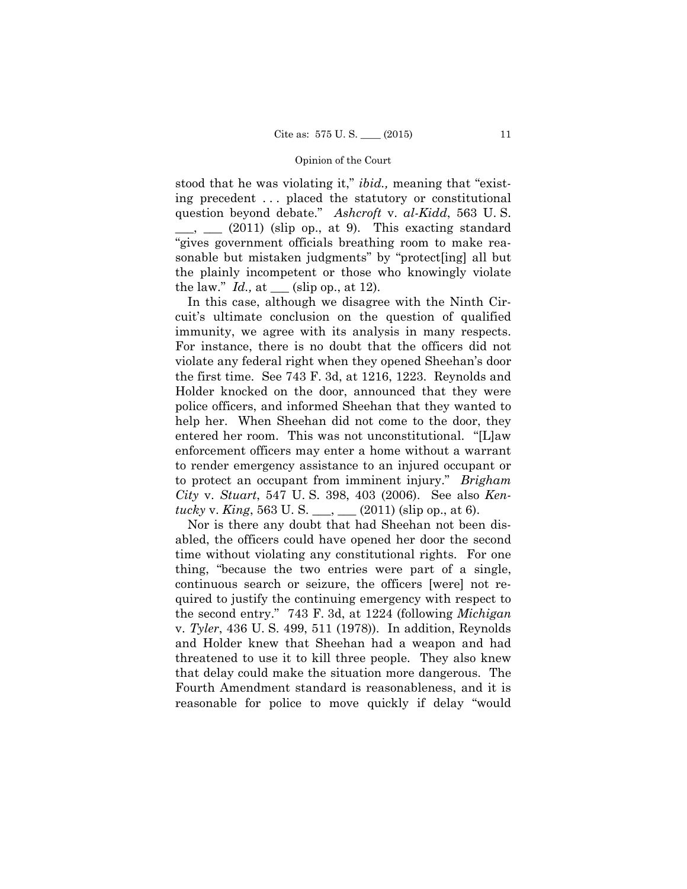stood that he was violating it," *ibid.,* meaning that "existing precedent . . . placed the statutory or constitutional question beyond debate." *Ashcroft* v. *al-Kidd*, 563 U. S. \_\_\_, \_\_\_ (2011) (slip op., at 9). This exacting standard "gives government officials breathing room to make reasonable but mistaken judgments" by "protect[ing] all but the plainly incompetent or those who knowingly violate the law." *Id.,* at \_\_\_ (slip op., at 12).

In this case, although we disagree with the Ninth Circuit's ultimate conclusion on the question of qualified immunity, we agree with its analysis in many respects. For instance, there is no doubt that the officers did not violate any federal right when they opened Sheehan's door the first time. See 743 F. 3d, at 1216, 1223. Reynolds and Holder knocked on the door, announced that they were police officers, and informed Sheehan that they wanted to help her. When Sheehan did not come to the door, they entered her room. This was not unconstitutional. "[L]aw enforcement officers may enter a home without a warrant to render emergency assistance to an injured occupant or to protect an occupant from imminent injury." *Brigham City* v. *Stuart*, 547 U. S. 398, 403 (2006). See also *Kentucky* v. *King*, 563 U. S. \_\_\_, \_\_\_ (2011) (slip op., at 6).

Nor is there any doubt that had Sheehan not been disabled, the officers could have opened her door the second time without violating any constitutional rights. For one thing, "because the two entries were part of a single, continuous search or seizure, the officers [were] not required to justify the continuing emergency with respect to the second entry." 743 F. 3d, at 1224 (following *Michigan* v. *Tyler*, 436 U. S. 499, 511 (1978)). In addition, Reynolds and Holder knew that Sheehan had a weapon and had threatened to use it to kill three people. They also knew that delay could make the situation more dangerous. The Fourth Amendment standard is reasonableness, and it is reasonable for police to move quickly if delay "would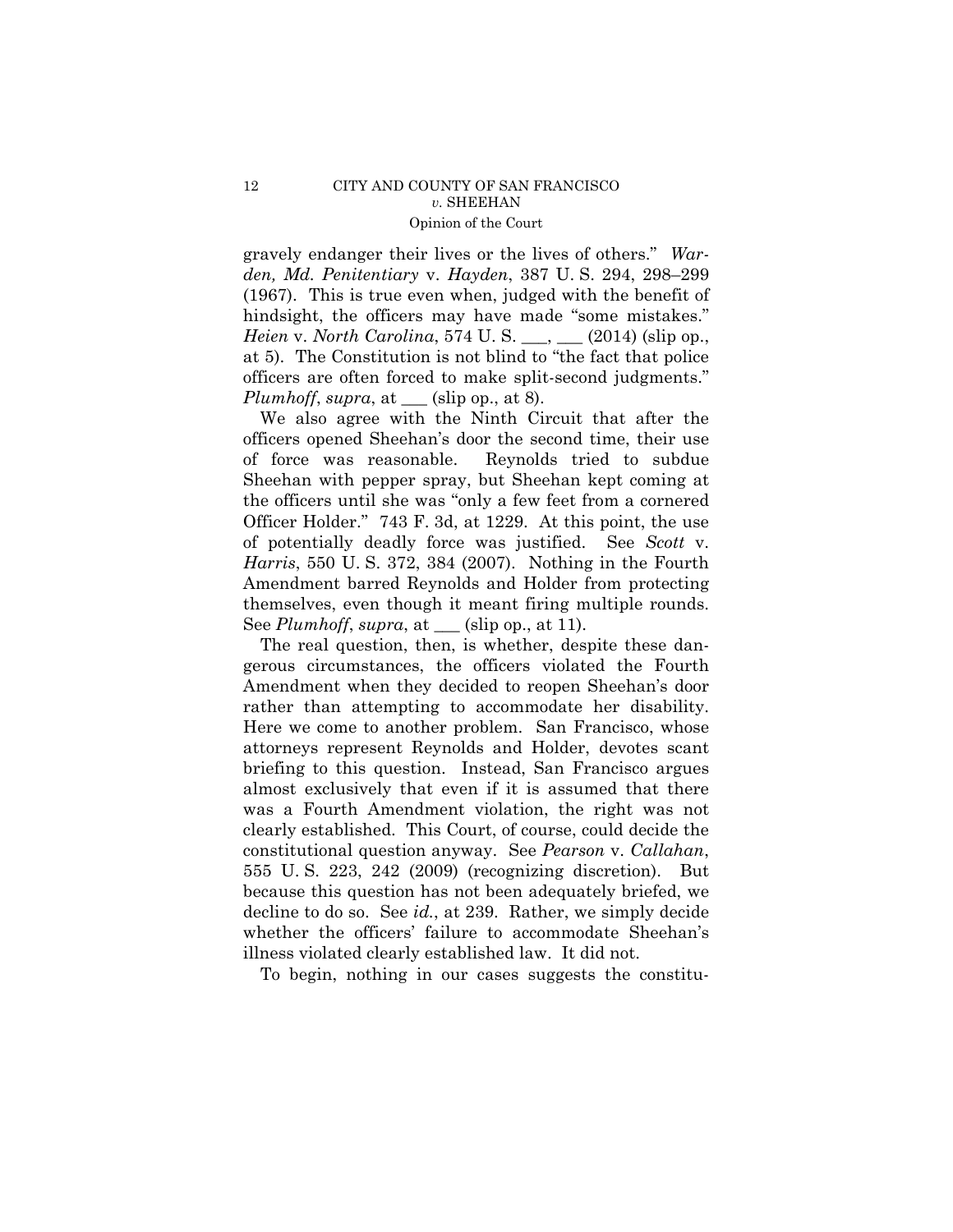gravely endanger their lives or the lives of others." *Warden, Md. Penitentiary* v. *Hayden*, 387 U. S. 294, 298–299 (1967). This is true even when, judged with the benefit of hindsight, the officers may have made "some mistakes." *Heien* v. *North Carolina*, 574 U. S. ___, ___ (2014) (slip op., at 5). The Constitution is not blind to "the fact that police officers are often forced to make split-second judgments." *Plumhoff*, *supra*, at ___ (slip op., at 8).

We also agree with the Ninth Circuit that after the officers opened Sheehan's door the second time, their use of force was reasonable. Reynolds tried to subdue Sheehan with pepper spray, but Sheehan kept coming at the officers until she was "only a few feet from a cornered Officer Holder." 743 F. 3d, at 1229. At this point, the use of potentially deadly force was justified. See *Scott* v. *Harris*, 550 U. S. 372, 384 (2007). Nothing in the Fourth Amendment barred Reynolds and Holder from protecting themselves, even though it meant firing multiple rounds. See *Plumhoff*, *supra*, at ___ (slip op., at 11).

The real question, then, is whether, despite these dangerous circumstances, the officers violated the Fourth Amendment when they decided to reopen Sheehan's door rather than attempting to accommodate her disability. Here we come to another problem. San Francisco, whose attorneys represent Reynolds and Holder, devotes scant briefing to this question. Instead, San Francisco argues almost exclusively that even if it is assumed that there was a Fourth Amendment violation, the right was not clearly established. This Court, of course, could decide the constitutional question anyway. See *Pearson* v. *Callahan*, 555 U. S. 223, 242 (2009) (recognizing discretion). But because this question has not been adequately briefed, we decline to do so. See *id.*, at 239. Rather, we simply decide whether the officers' failure to accommodate Sheehan's illness violated clearly established law. It did not.

To begin, nothing in our cases suggests the constitu-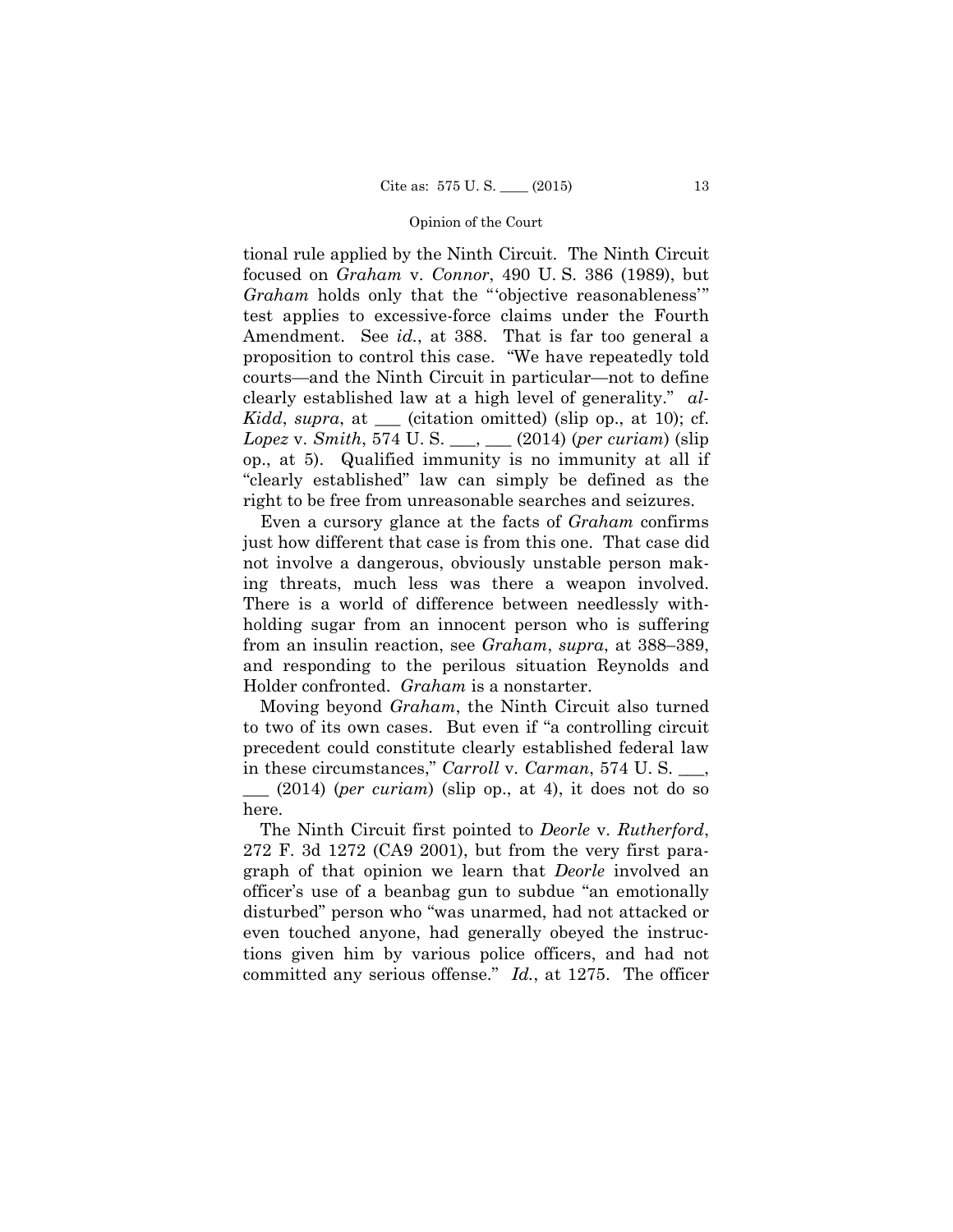tional rule applied by the Ninth Circuit. The Ninth Circuit focused on *Graham* v. *Connor*, 490 U. S. 386 (1989), but *Graham* holds only that the "'objective reasonableness'" test applies to excessive-force claims under the Fourth Amendment. See *id.*, at 388. That is far too general a proposition to control this case. "We have repeatedly told courts—and the Ninth Circuit in particular—not to define clearly established law at a high level of generality." *al-Kidd*, *supra*, at ___ (citation omitted) (slip op., at 10); cf. *Lopez* v. *Smith*, 574 U. S. ___, ___ (2014) (*per curiam*) (slip op., at 5). Qualified immunity is no immunity at all if "clearly established" law can simply be defined as the right to be free from unreasonable searches and seizures.

Even a cursory glance at the facts of *Graham* confirms just how different that case is from this one. That case did not involve a dangerous, obviously unstable person making threats, much less was there a weapon involved. There is a world of difference between needlessly withholding sugar from an innocent person who is suffering from an insulin reaction, see *Graham*, *supra*, at 388–389, and responding to the perilous situation Reynolds and Holder confronted. *Graham* is a nonstarter.

Moving beyond *Graham*, the Ninth Circuit also turned to two of its own cases. But even if "a controlling circuit precedent could constitute clearly established federal law in these circumstances," *Carroll* v. *Carman*, 574 U. S. ___, ___ (2014) (*per curiam*) (slip op., at 4), it does not do so here.

The Ninth Circuit first pointed to *Deorle* v. *Rutherford*, 272 F. 3d 1272 (CA9 2001), but from the very first paragraph of that opinion we learn that *Deorle* involved an officer's use of a beanbag gun to subdue "an emotionally disturbed" person who "was unarmed, had not attacked or even touched anyone, had generally obeyed the instructions given him by various police officers, and had not committed any serious offense." *Id.*, at 1275. The officer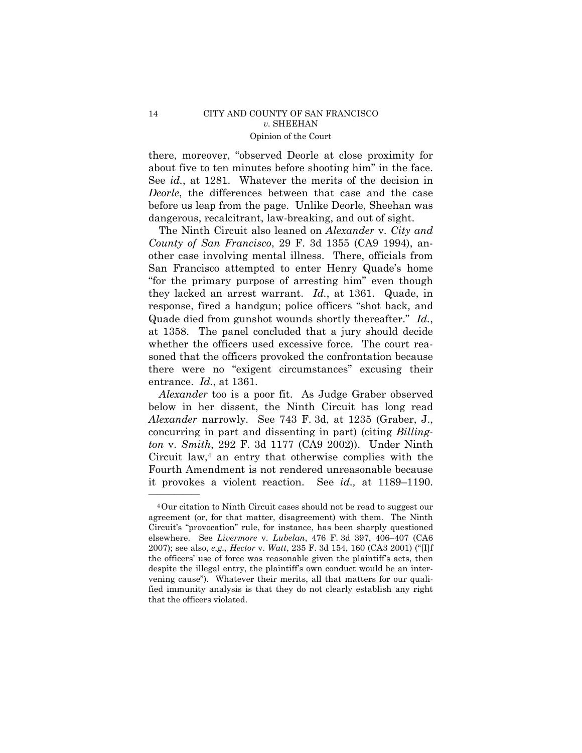there, moreover, "observed Deorle at close proximity for about five to ten minutes before shooting him" in the face. See *id.*, at 1281. Whatever the merits of the decision in *Deorle*, the differences between that case and the case before us leap from the page. Unlike Deorle, Sheehan was dangerous, recalcitrant, law-breaking, and out of sight.

The Ninth Circuit also leaned on *Alexander* v. *City and County of San Francisco*, 29 F. 3d 1355 (CA9 1994), another case involving mental illness. There, officials from San Francisco attempted to enter Henry Quade's home "for the primary purpose of arresting him" even though they lacked an arrest warrant. *Id.*, at 1361. Quade, in response, fired a handgun; police officers "shot back, and Quade died from gunshot wounds shortly thereafter." *Id.*, at 1358. The panel concluded that a jury should decide whether the officers used excessive force. The court reasoned that the officers provoked the confrontation because there were no "exigent circumstances" excusing their entrance. *Id.*, at 1361.

*Alexander* too is a poor fit. As Judge Graber observed below in her dissent, the Ninth Circuit has long read *Alexander* narrowly. See 743 F. 3d, at 1235 (Graber, J., concurring in part and dissenting in part) (citing *Billington* v. *Smith*, 292 F. 3d 1177 (CA9 2002)). Under Ninth Circuit law,[4] an entry that otherwise complies with the Fourth Amendment is not rendered unreasonable because it provokes a violent reaction. See *id.,* at 1189–1190.

---

[4] Our citation to Ninth Circuit cases should not be read to suggest our agreement (or, for that matter, disagreement) with them. The Ninth Circuit's "provocation" rule, for instance, has been sharply questioned elsewhere. See *Livermore* v. *Lubelan*, 476 F. 3d 397, 406–407 (CA6 2007); see also, *e.g., Hector* v. *Watt*, 235 F. 3d 154, 160 (CA3 2001) ("[I]f the officers' use of force was reasonable given the plaintiff's acts, then despite the illegal entry, the plaintiff's own conduct would be an intervening cause"). Whatever their merits, all that matters for our qualified immunity analysis is that they do not clearly establish any right that the officers violated.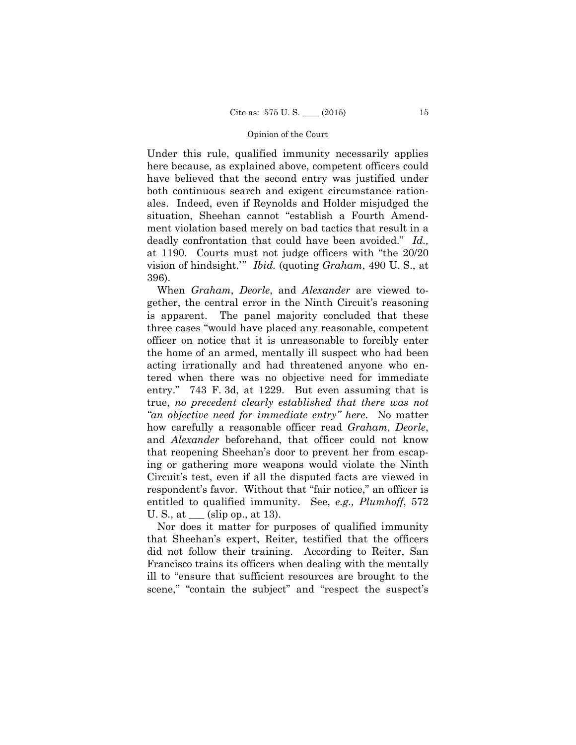Under this rule, qualified immunity necessarily applies here because, as explained above, competent officers could have believed that the second entry was justified under both continuous search and exigent circumstance rationales. Indeed, even if Reynolds and Holder misjudged the situation, Sheehan cannot "establish a Fourth Amendment violation based merely on bad tactics that result in a deadly confrontation that could have been avoided." *Id.,* at 1190. Courts must not judge officers with "the 20/20 vision of hindsight.'" *Ibid.* (quoting *Graham*, 490 U. S., at 396).

When *Graham*, *Deorle*, and *Alexander* are viewed together, the central error in the Ninth Circuit's reasoning is apparent. The panel majority concluded that these three cases "would have placed any reasonable, competent officer on notice that it is unreasonable to forcibly enter the home of an armed, mentally ill suspect who had been acting irrationally and had threatened anyone who entered when there was no objective need for immediate entry." 743 F. 3d, at 1229. But even assuming that is true, *no precedent clearly established that there was not "an objective need for immediate entry" here*. No matter how carefully a reasonable officer read *Graham*, *Deorle*, and *Alexander* beforehand, that officer could not know that reopening Sheehan's door to prevent her from escaping or gathering more weapons would violate the Ninth Circuit's test, even if all the disputed facts are viewed in respondent's favor. Without that "fair notice," an officer is entitled to qualified immunity. See, *e.g., Plumhoff*, 572 U. S., at ___ (slip op., at 13).

Nor does it matter for purposes of qualified immunity that Sheehan's expert, Reiter, testified that the officers did not follow their training. According to Reiter, San Francisco trains its officers when dealing with the mentally ill to "ensure that sufficient resources are brought to the scene," "contain the subject" and "respect the suspect's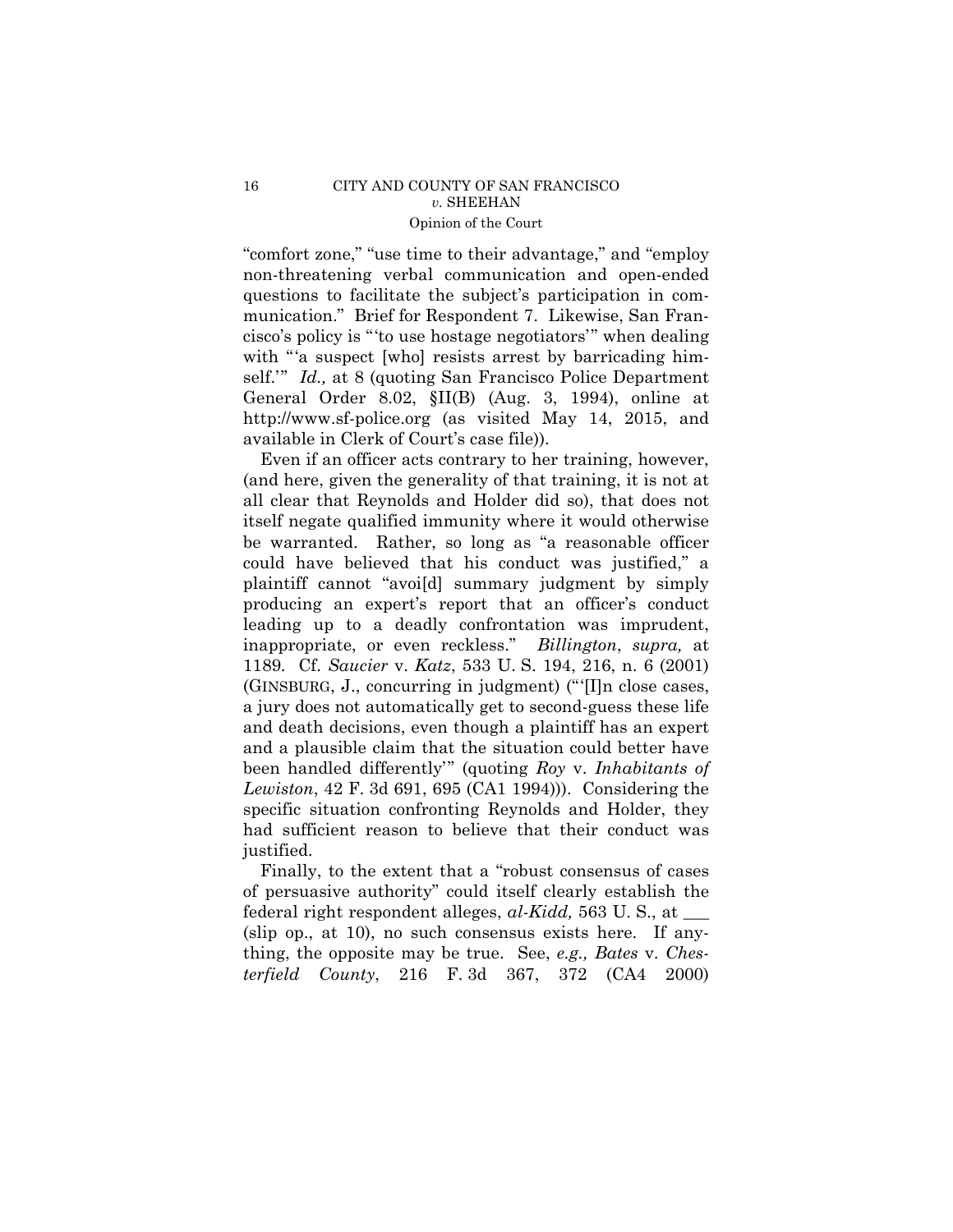"comfort zone," "use time to their advantage," and "employ non-threatening verbal communication and open-ended questions to facilitate the subject's participation in communication." Brief for Respondent 7. Likewise, San Francisco's policy is "'to use hostage negotiators'" when dealing with "'a suspect [who] resists arrest by barricading himself.'" *Id.,* at 8 (quoting San Francisco Police Department General Order 8.02, §II(B) (Aug. 3, 1994), online at http://www.sf-police.org (as visited May 14, 2015, and available in Clerk of Court's case file)).

Even if an officer acts contrary to her training, however, (and here, given the generality of that training, it is not at all clear that Reynolds and Holder did so), that does not itself negate qualified immunity where it would otherwise be warranted. Rather, so long as "a reasonable officer could have believed that his conduct was justified," a plaintiff cannot "avoi[d] summary judgment by simply producing an expert's report that an officer's conduct leading up to a deadly confrontation was imprudent, inappropriate, or even reckless." *Billington*, *supra,* at 1189. Cf. *Saucier* v. *Katz*, 533 U. S. 194, 216, n. 6 (2001) (GINSBURG, J., concurring in judgment) ("'[I]n close cases, a jury does not automatically get to second-guess these life and death decisions, even though a plaintiff has an expert and a plausible claim that the situation could better have been handled differently'" (quoting *Roy* v. *Inhabitants of Lewiston*, 42 F. 3d 691, 695 (CA1 1994))). Considering the specific situation confronting Reynolds and Holder, they had sufficient reason to believe that their conduct was justified.

Finally, to the extent that a "robust consensus of cases of persuasive authority" could itself clearly establish the federal right respondent alleges, *al-Kidd,* 563 U. S., at ___ (slip op., at 10), no such consensus exists here. If anything, the opposite may be true. See, *e.g., Bates* v. *Chesterfield County*, 216 F. 3d 367, 372 (CA4 2000)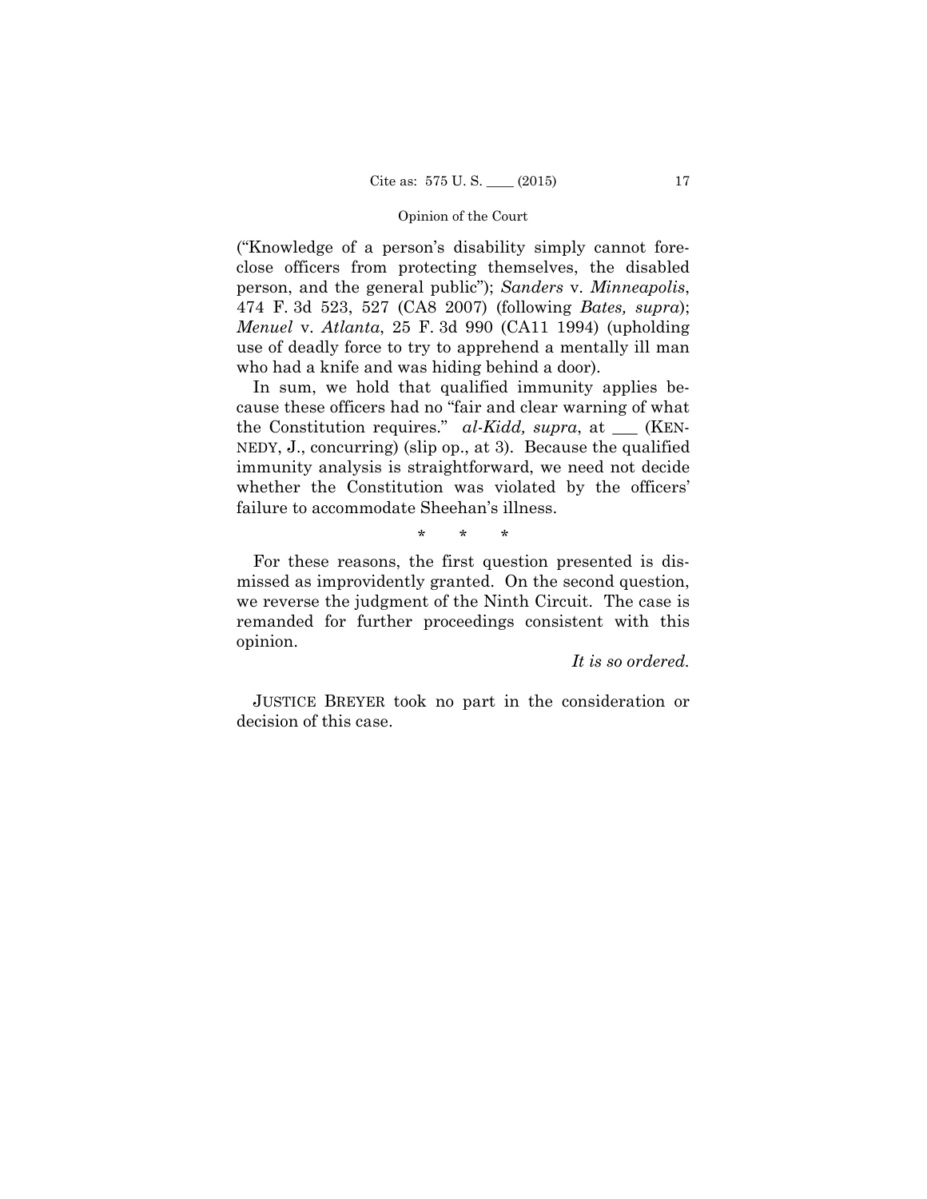("Knowledge of a person's disability simply cannot foreclose officers from protecting themselves, the disabled person, and the general public"); *Sanders* v. *Minneapolis*, 474 F. 3d 523, 527 (CA8 2007) (following *Bates, supra*); *Menuel* v. *Atlanta*, 25 F. 3d 990 (CA11 1994) (upholding use of deadly force to try to apprehend a mentally ill man who had a knife and was hiding behind a door).

In sum, we hold that qualified immunity applies because these officers had no "fair and clear warning of what the Constitution requires." *al-Kidd, supra*, at ___ (KENNEDY, J., concurring) (slip op., at 3). Because the qualified immunity analysis is straightforward, we need not decide whether the Constitution was violated by the officers' failure to accommodate Sheehan's illness.

\* \* \*

For these reasons, the first question presented is dismissed as improvidently granted. On the second question, we reverse the judgment of the Ninth Circuit. The case is remanded for further proceedings consistent with this opinion.

*It is so ordered.*

JUSTICE BREYER took no part in the consideration or decision of this case.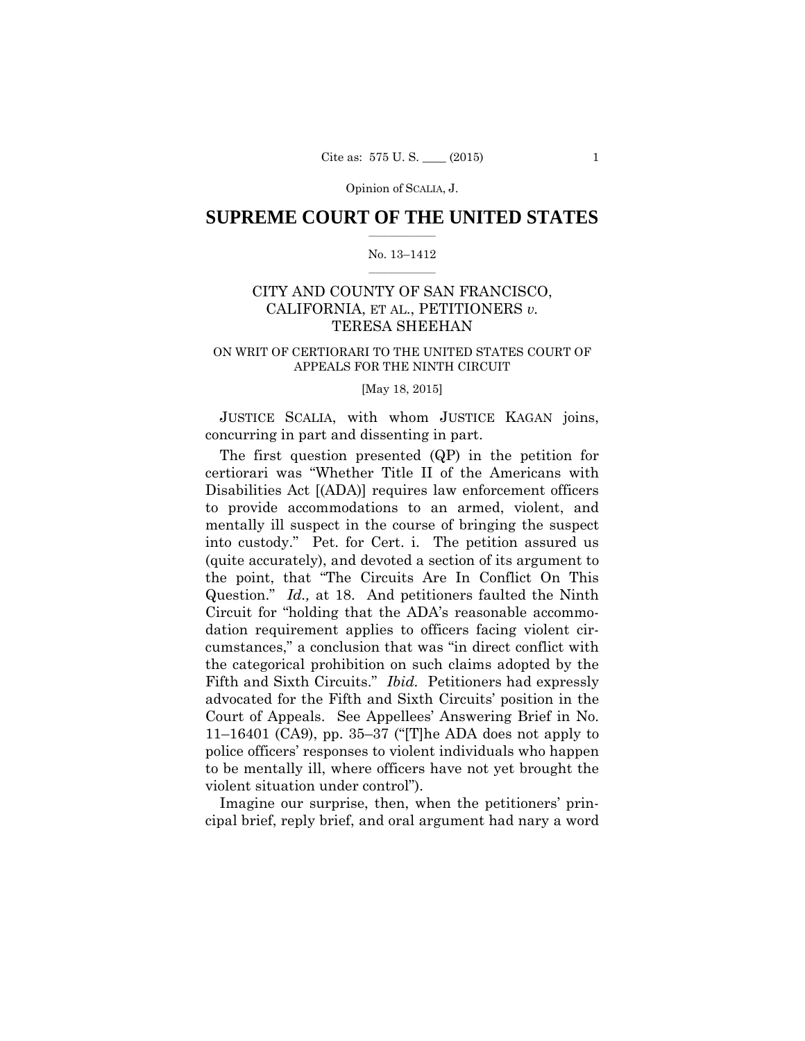Opinion of SCALIA, J.

# SUPREME COURT OF THE UNITED STATES

No. 13–1412

## CITY AND COUNTY OF SAN FRANCISCO, CALIFORNIA, ET AL., PETITIONERS *v.* TERESA SHEEHAN

ON WRIT OF CERTIORARI TO THE UNITED STATES COURT OF APPEALS FOR THE NINTH CIRCUIT

[May 18, 2015]

JUSTICE SCALIA, with whom JUSTICE KAGAN joins, concurring in part and dissenting in part.

The first question presented (QP) in the petition for certiorari was "Whether Title II of the Americans with Disabilities Act [(ADA)] requires law enforcement officers to provide accommodations to an armed, violent, and mentally ill suspect in the course of bringing the suspect into custody." Pet. for Cert. i. The petition assured us (quite accurately), and devoted a section of its argument to the point, that "The Circuits Are In Conflict On This Question." *Id.,* at 18. And petitioners faulted the Ninth Circuit for "holding that the ADA's reasonable accommodation requirement applies to officers facing violent circumstances," a conclusion that was "in direct conflict with the categorical prohibition on such claims adopted by the Fifth and Sixth Circuits." *Ibid.* Petitioners had expressly advocated for the Fifth and Sixth Circuits' position in the Court of Appeals. See Appellees' Answering Brief in No. 11–16401 (CA9), pp. 35–37 ("[T]he ADA does not apply to police officers' responses to violent individuals who happen to be mentally ill, where officers have not yet brought the violent situation under control").

Imagine our surprise, then, when the petitioners' principal brief, reply brief, and oral argument had nary a word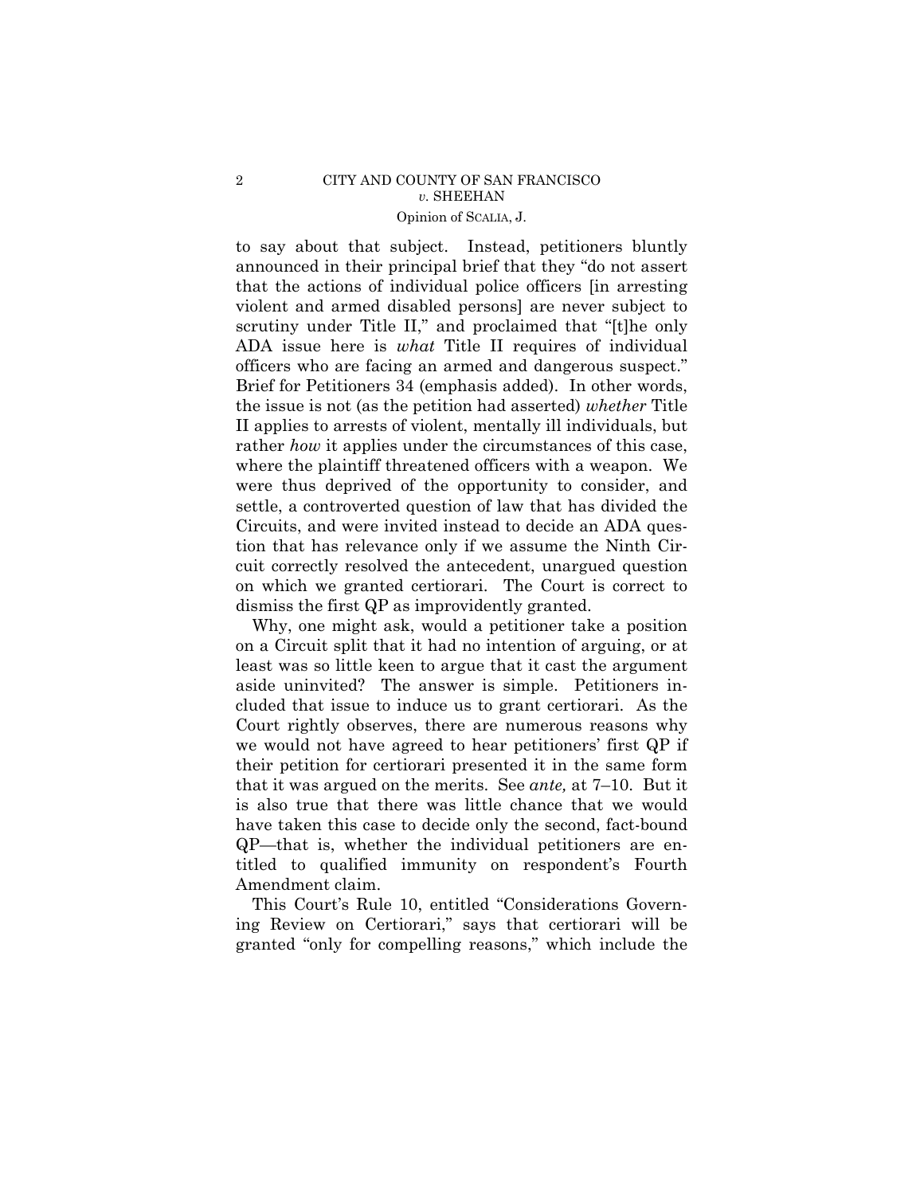to say about that subject. Instead, petitioners bluntly announced in their principal brief that they "do not assert that the actions of individual police officers [in arresting violent and armed disabled persons] are never subject to scrutiny under Title II," and proclaimed that "[t]he only ADA issue here is *what* Title II requires of individual officers who are facing an armed and dangerous suspect." Brief for Petitioners 34 (emphasis added). In other words, the issue is not (as the petition had asserted) *whether* Title II applies to arrests of violent, mentally ill individuals, but rather *how* it applies under the circumstances of this case, where the plaintiff threatened officers with a weapon. We were thus deprived of the opportunity to consider, and settle, a controverted question of law that has divided the Circuits, and were invited instead to decide an ADA question that has relevance only if we assume the Ninth Circuit correctly resolved the antecedent, unargued question on which we granted certiorari. The Court is correct to dismiss the first QP as improvidently granted.

Why, one might ask, would a petitioner take a position on a Circuit split that it had no intention of arguing, or at least was so little keen to argue that it cast the argument aside uninvited? The answer is simple. Petitioners included that issue to induce us to grant certiorari. As the Court rightly observes, there are numerous reasons why we would not have agreed to hear petitioners' first QP if their petition for certiorari presented it in the same form that it was argued on the merits. See *ante,* at 7–10. But it is also true that there was little chance that we would have taken this case to decide only the second, fact-bound QP—that is, whether the individual petitioners are entitled to qualified immunity on respondent's Fourth Amendment claim.

This Court's Rule 10, entitled "Considerations Governing Review on Certiorari," says that certiorari will be granted "only for compelling reasons," which include the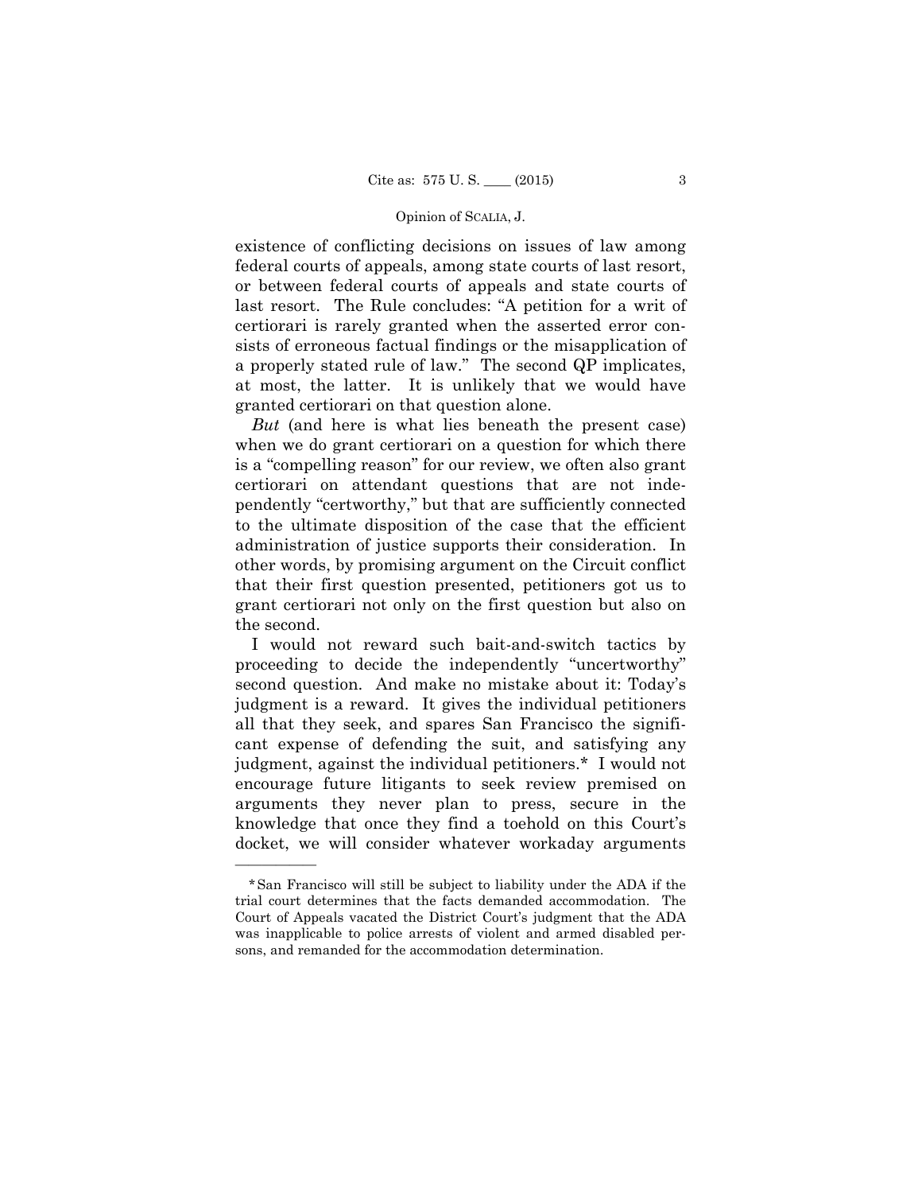existence of conflicting decisions on issues of law among federal courts of appeals, among state courts of last resort, or between federal courts of appeals and state courts of last resort. The Rule concludes: "A petition for a writ of certiorari is rarely granted when the asserted error consists of erroneous factual findings or the misapplication of a properly stated rule of law." The second QP implicates, at most, the latter. It is unlikely that we would have granted certiorari on that question alone.

*But* (and here is what lies beneath the present case) when we do grant certiorari on a question for which there is a "compelling reason" for our review, we often also grant certiorari on attendant questions that are not independently "certworthy," but that are sufficiently connected to the ultimate disposition of the case that the efficient administration of justice supports their consideration. In other words, by promising argument on the Circuit conflict that their first question presented, petitioners got us to grant certiorari not only on the first question but also on the second.

I would not reward such bait-and-switch tactics by proceeding to decide the independently "uncertworthy" second question. And make no mistake about it: Today's judgment is a reward. It gives the individual petitioners all that they seek, and spares San Francisco the significant expense of defending the suit, and satisfying any judgment, against the individual petitioners.* I would not encourage future litigants to seek review premised on arguments they never plan to press, secure in the knowledge that once they find a toehold on this Court's docket, we will consider whatever workaday arguments

---

*San Francisco will still be subject to liability under the ADA if the trial court determines that the facts demanded accommodation. The Court of Appeals vacated the District Court's judgment that the ADA was inapplicable to police arrests of violent and armed disabled persons, and remanded for the accommodation determination.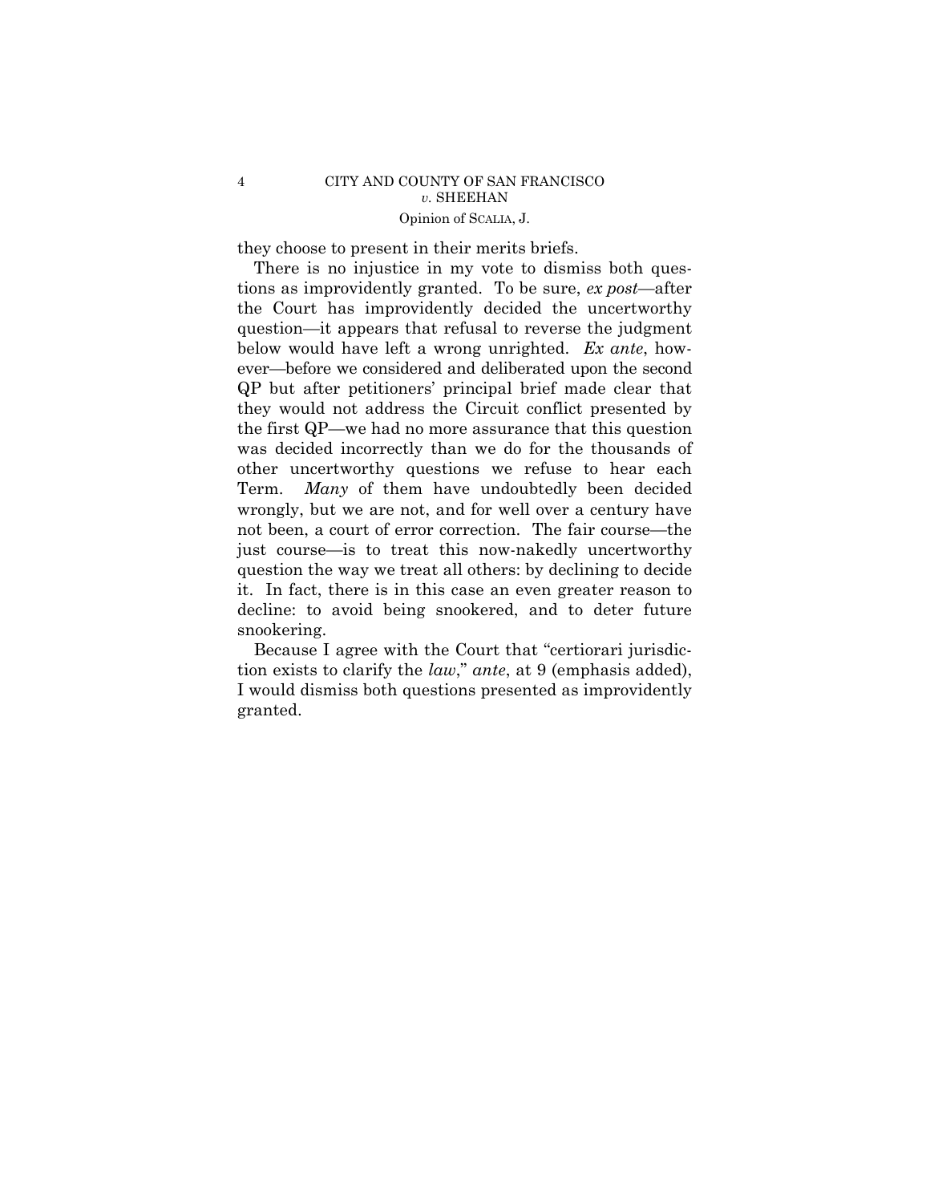they choose to present in their merits briefs.

There is no injustice in my vote to dismiss both questions as improvidently granted. To be sure, *ex post*—after the Court has improvidently decided the uncertworthy question—it appears that refusal to reverse the judgment below would have left a wrong unrighted. *Ex ante*, however—before we considered and deliberated upon the second QP but after petitioners' principal brief made clear that they would not address the Circuit conflict presented by the first QP—we had no more assurance that this question was decided incorrectly than we do for the thousands of other uncertworthy questions we refuse to hear each Term. *Many* of them have undoubtedly been decided wrongly, but we are not, and for well over a century have not been, a court of error correction. The fair course—the just course—is to treat this now-nakedly uncertworthy question the way we treat all others: by declining to decide it. In fact, there is in this case an even greater reason to decline: to avoid being snookered, and to deter future snookering.

Because I agree with the Court that "certiorari jurisdiction exists to clarify the *law*," *ante*, at 9 (emphasis added), I would dismiss both questions presented as improvidently granted.